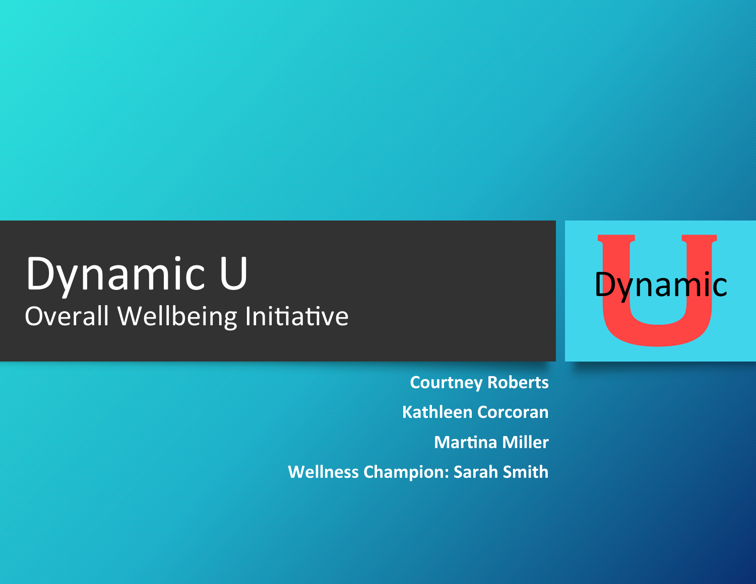# Dynamic U

## Overall Wellbeing Initiative

**Courtney Roberts**

**Kathleen Corcoran**

**Martina Miller**

**Wellness Champion: Sarah Smith**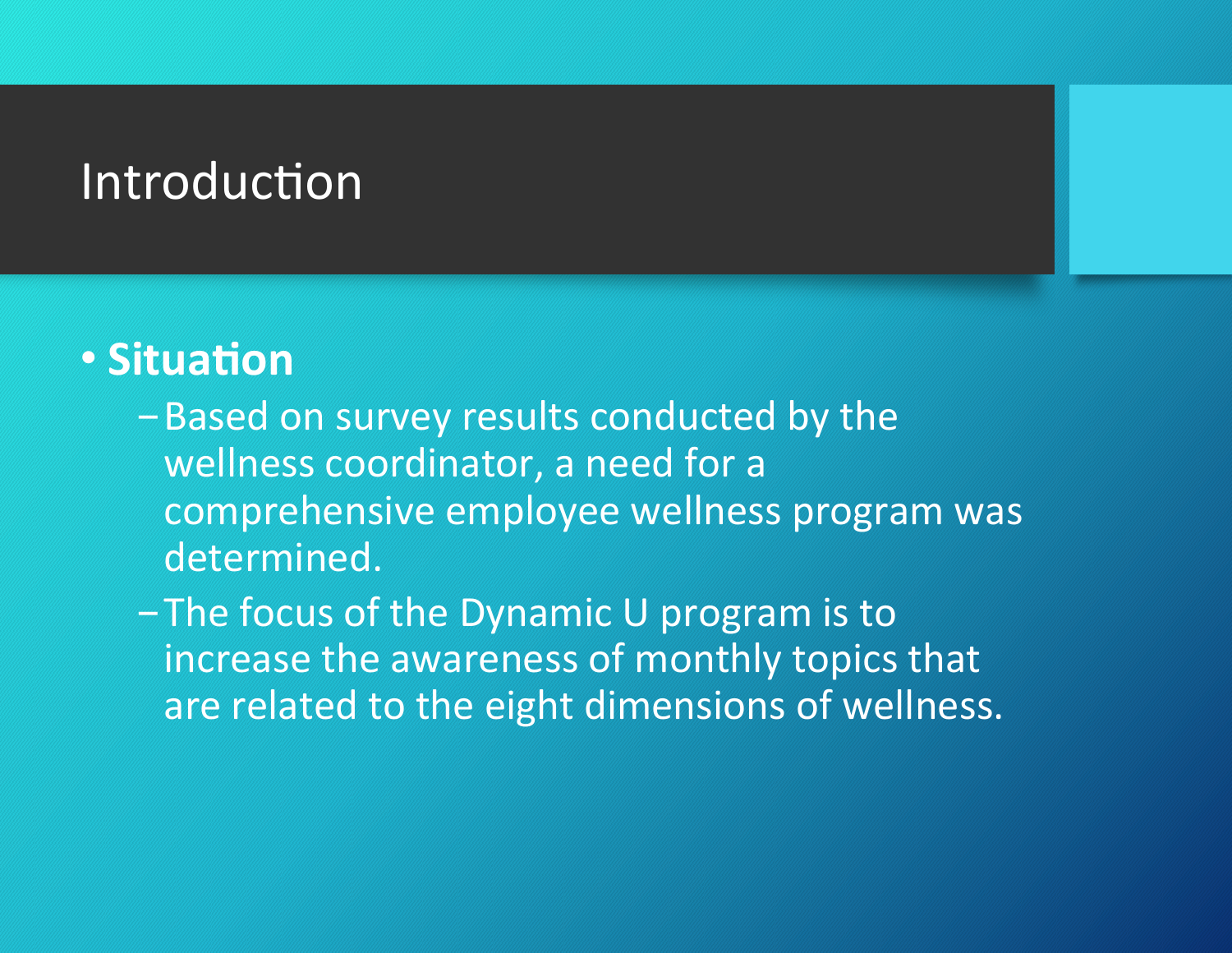# Introduction

- **Situation**
  - Based on survey results conducted by the wellness coordinator, a need for a comprehensive employee wellness program was determined.
  - The focus of the Dynamic U program is to increase the awareness of monthly topics that are related to the eight dimensions of wellness.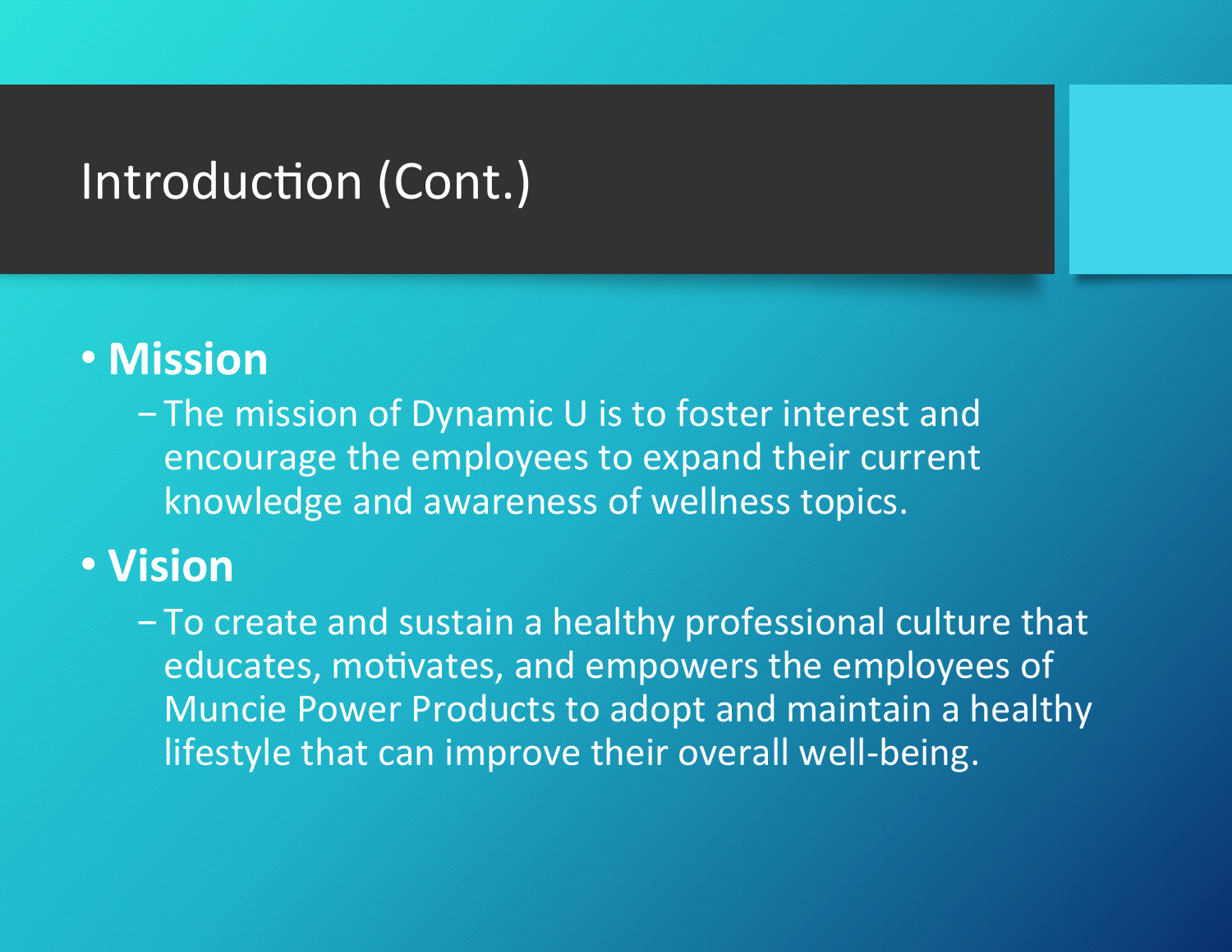# Introduction (Cont.)

- **Mission**
  - The mission of Dynamic U is to foster interest and encourage the employees to expand their current knowledge and awareness of wellness topics.
- **Vision**
  - To create and sustain a healthy professional culture that educates, motivates, and empowers the employees of Muncie Power Products to adopt and maintain a healthy lifestyle that can improve their overall well-being.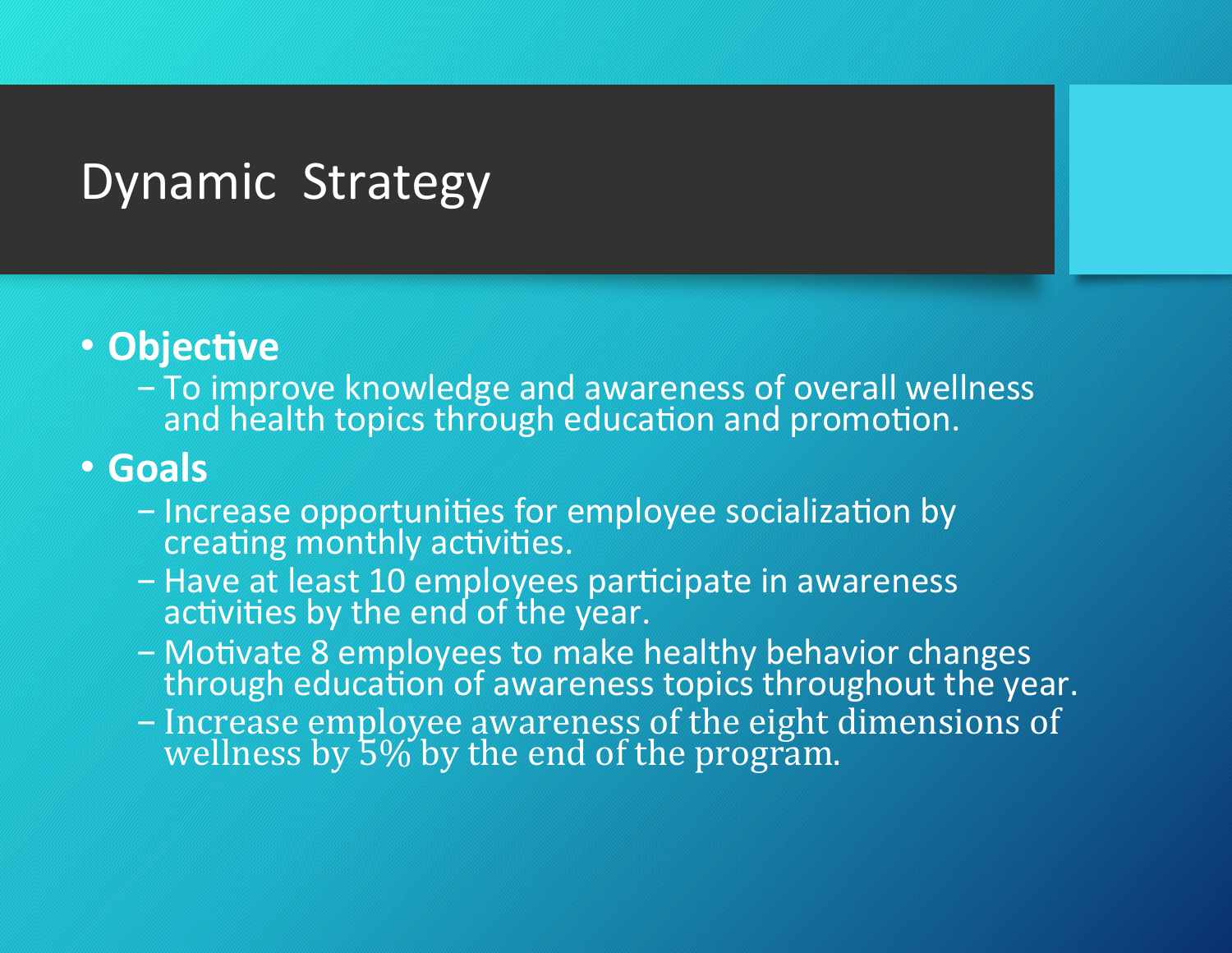# Dynamic Strategy

- **Objective**
  - To improve knowledge and awareness of overall wellness and health topics through education and promotion.
- **Goals**
  - Increase opportunities for employee socialization by creating monthly activities.
  - Have at least 10 employees participate in awareness activities by the end of the year.
  - Motivate 8 employees to make healthy behavior changes through education of awareness topics throughout the year.
  - Increase employee awareness of the eight dimensions of wellness by 5% by the end of the program.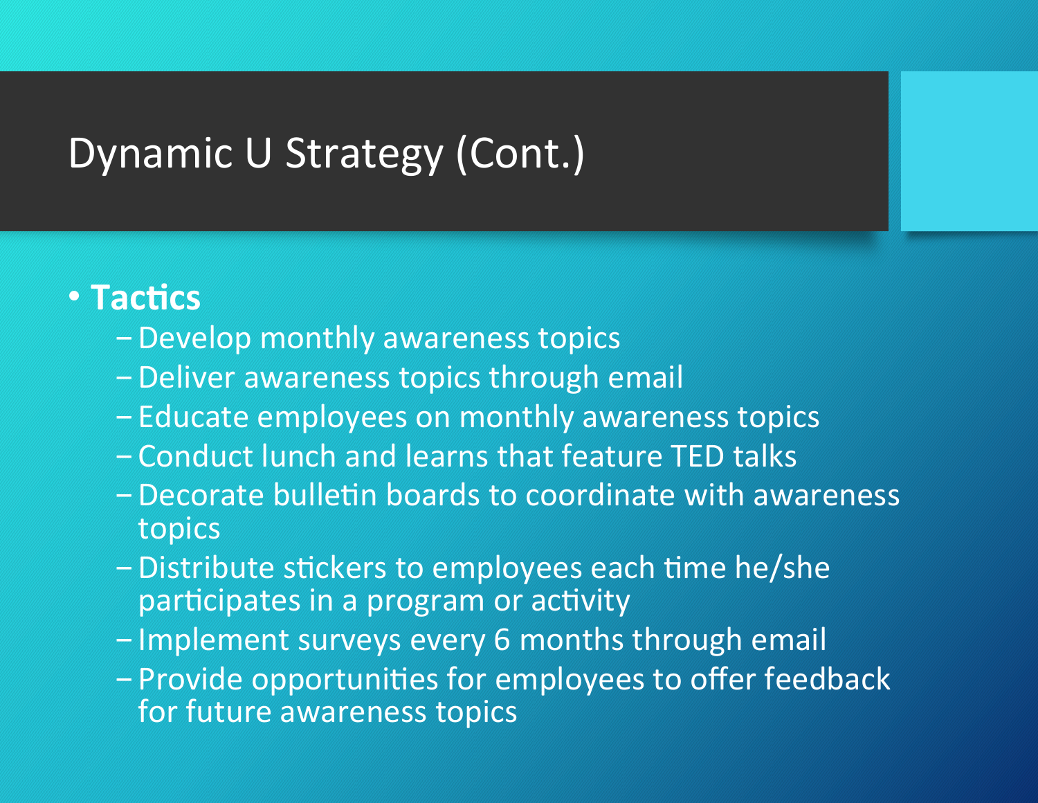# Dynamic U Strategy (Cont.)

- **Tactics**
  - Develop monthly awareness topics
  - Deliver awareness topics through email
  - Educate employees on monthly awareness topics
  - Conduct lunch and learns that feature TED talks
  - Decorate bulletin boards to coordinate with awareness topics
  - Distribute stickers to employees each time he/she participates in a program or activity
  - Implement surveys every 6 months through email
  - Provide opportunities for employees to offer feedback for future awareness topics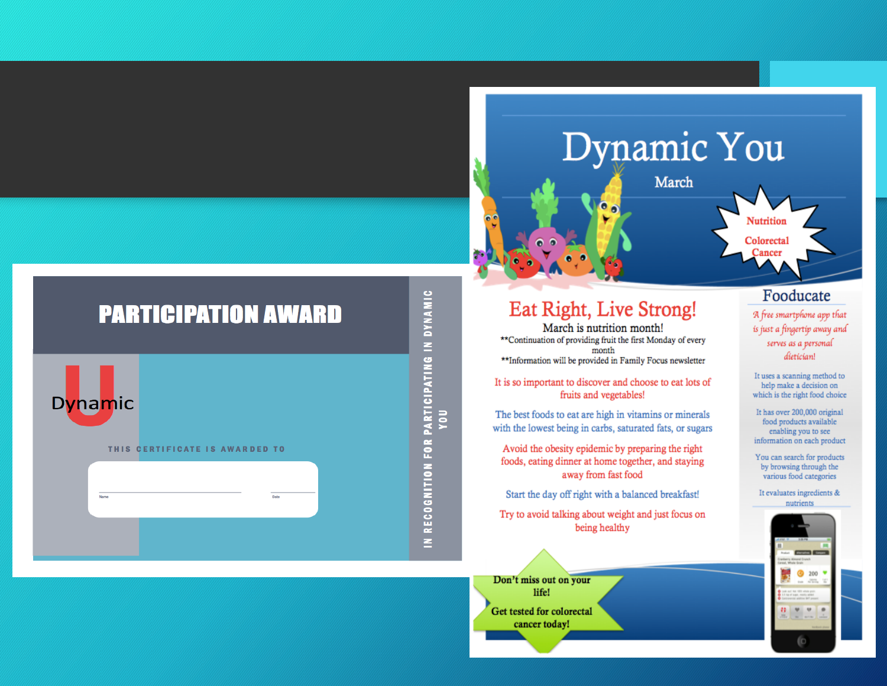# PARTICIPATION AWARD

Dynamic U

THIS CERTIFICATE IS AWARDED TO

Name

Date

IN RECOGNITION FOR PARTICIPATING IN DYNAMIC YOU

# Dynamic You

March

Nutrition

Colorectal Cancer

## Eat Right, Live Strong!

March is nutrition month!

**Continuation of providing fruit the first Monday of every month

**Information will be provided in Family Focus newsletter

It is so important to discover and choose to eat lots of fruits and vegetables!

The best foods to eat are high in vitamins or minerals with the lowest being in carbs, saturated fats, or sugars

Avoid the obesity epidemic by preparing the right foods, eating dinner at home together, and staying away from fast food

Start the day off right with a balanced breakfast!

Try to avoid talking about weight and just focus on being healthy

## Fooducate

*A free smartphone app that is just a fingertip away and serves as a personal dietician!*

It uses a scanning method to help make a decision on which is the right food choice

It has over 200,000 original food products available enabling you to see information on each product

You can search for products by browsing through the various food categories

It evaluates ingredients & nutrients

Don't miss out on your life!

Get tested for colorectal cancer today!